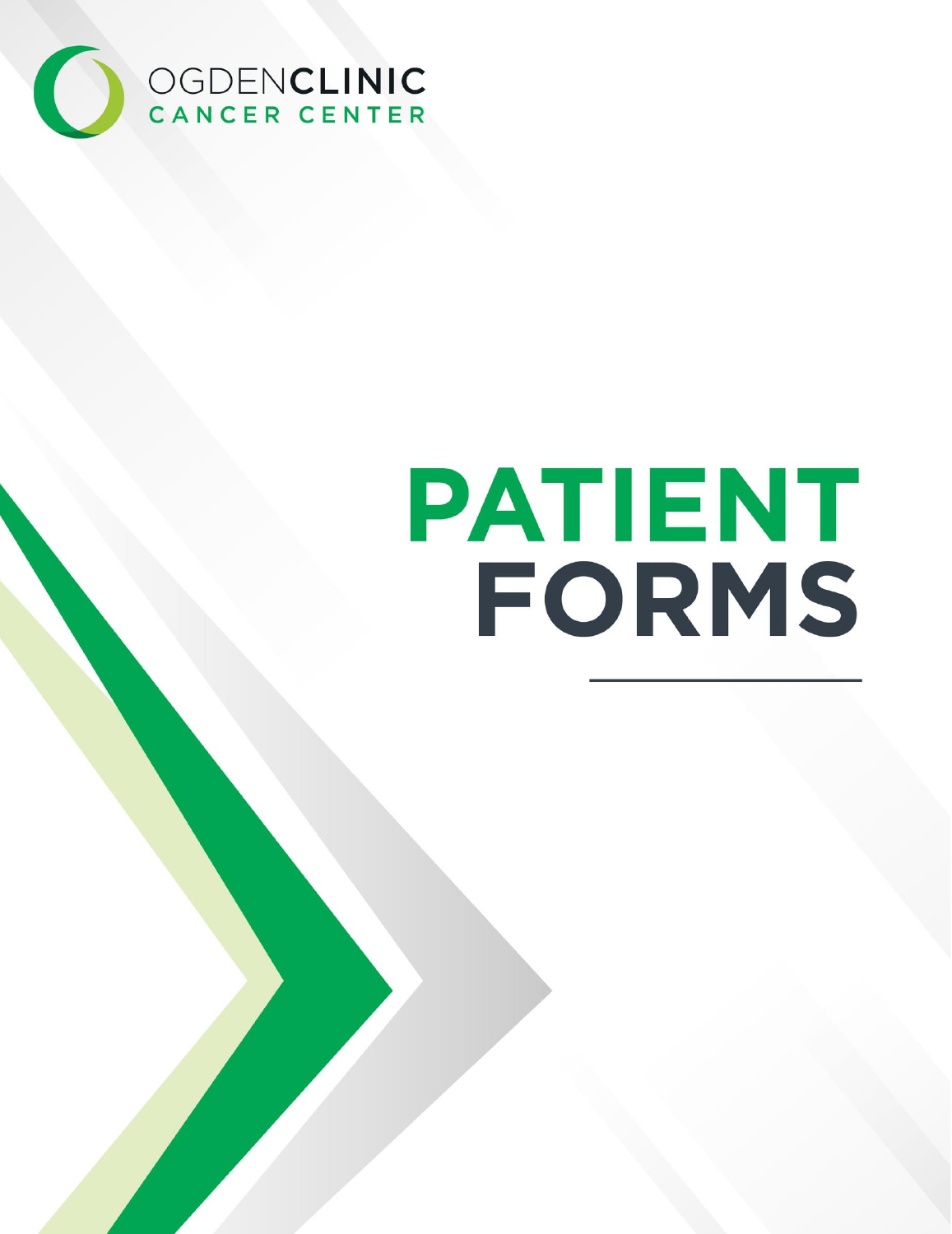OGDENCLINIC
CANCER CENTER

# PATIENT FORMS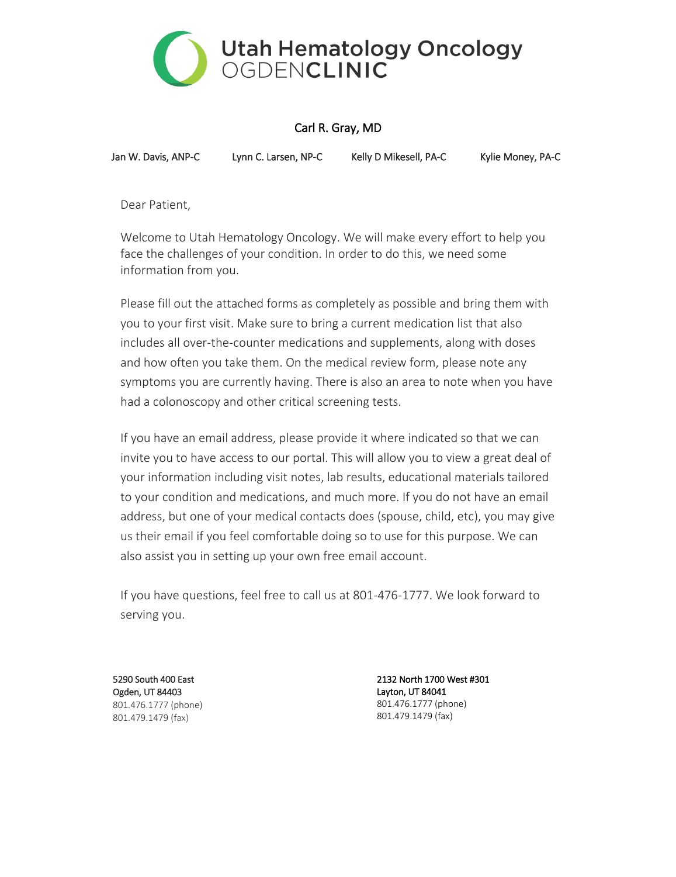# Utah Hematology Oncology
## OGDEN CLINIC

Carl R. Gray, MD

Jan W. Davis, ANP-C     Lynn C. Larsen, NP-C     Kelly D Mikesell, PA-C     Kylie Money, PA-C

Dear Patient,

Welcome to Utah Hematology Oncology. We will make every effort to help you face the challenges of your condition. In order to do this, we need some information from you.

Please fill out the attached forms as completely as possible and bring them with you to your first visit. Make sure to bring a current medication list that also includes all over-the-counter medications and supplements, along with doses and how often you take them. On the medical review form, please note any symptoms you are currently having. There is also an area to note when you have had a colonoscopy and other critical screening tests.

If you have an email address, please provide it where indicated so that we can invite you to have access to our portal. This will allow you to view a great deal of your information including visit notes, lab results, educational materials tailored to your condition and medications, and much more. If you do not have an email address, but one of your medical contacts does (spouse, child, etc), you may give us their email if you feel comfortable doing so to use for this purpose. We can also assist you in setting up your own free email account.

If you have questions, feel free to call us at 801-476-1777. We look forward to serving you.

5290 South 400 East
Ogden, UT 84403
801.476.1777 (phone)
801.479.1479 (fax)

2132 North 1700 West #301
Layton, UT 84041
801.476.1777 (phone)
801.479.1479 (fax)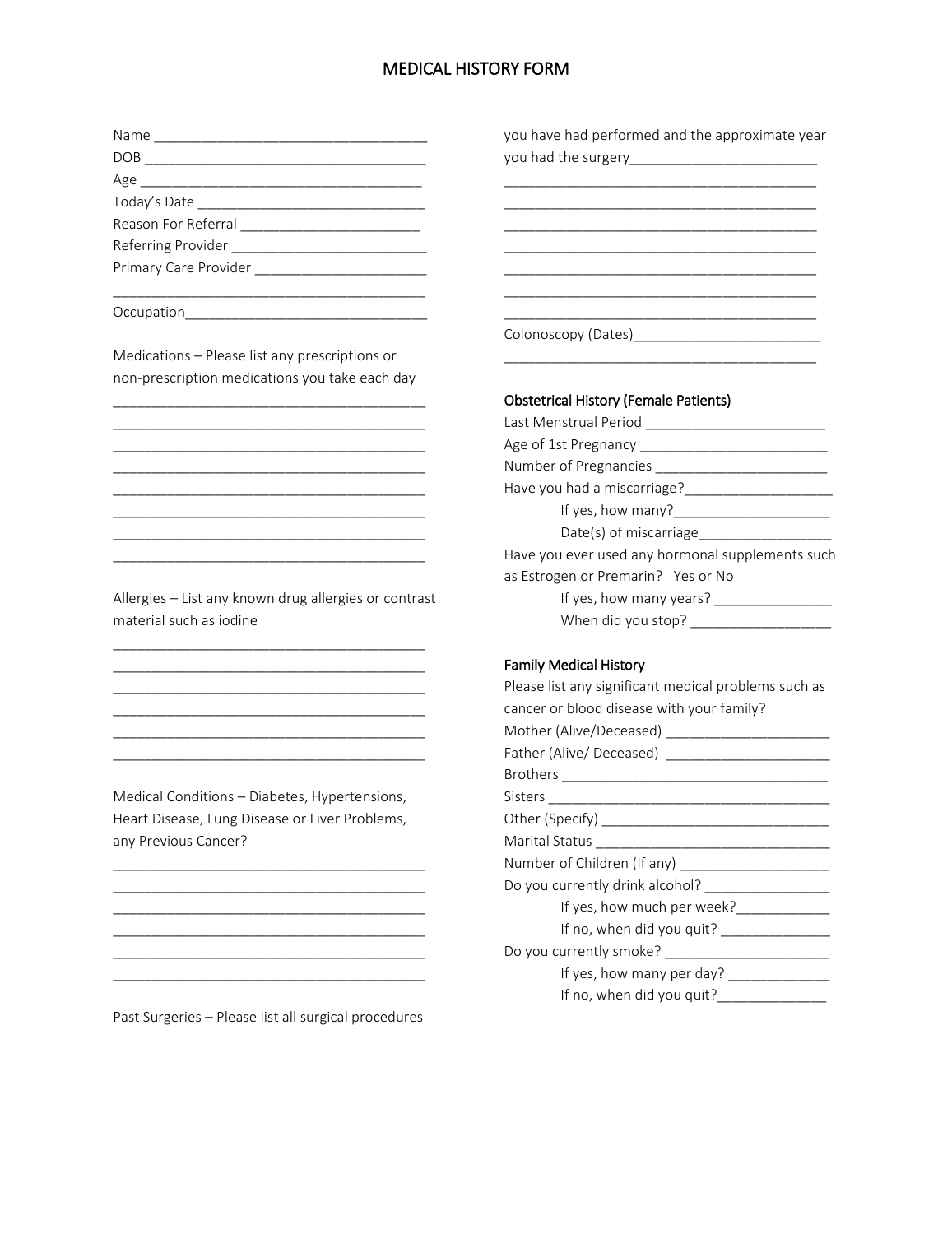# MEDICAL HISTORY FORM

Name ___________________________________
DOB ____________________________________
Age _____________________________________
Today's Date ______________________________
Reason For Referral _______________________
Referring Provider _________________________
Primary Care Provider ______________________
________________________________________
Occupation_______________________________

Medications – Please list any prescriptions or non-prescription medications you take each day

________________________________________
________________________________________
________________________________________
________________________________________
________________________________________
________________________________________
________________________________________
________________________________________

Allergies – List any known drug allergies or contrast material such as iodine

________________________________________
________________________________________
________________________________________
________________________________________
________________________________________
________________________________________

Medical Conditions – Diabetes, Hypertensions, Heart Disease, Lung Disease or Liver Problems, any Previous Cancer?

________________________________________
________________________________________
________________________________________
________________________________________
________________________________________
________________________________________

Past Surgeries – Please list all surgical procedures you have had performed and the approximate year you had the surgery________________________

________________________________________
________________________________________
________________________________________
________________________________________
________________________________________
________________________________________
________________________________________

Colonoscopy (Dates)________________________
________________________________________

### Obstetrical History (Female Patients)

Last Menstrual Period _______________________
Age of 1st Pregnancy ________________________
Number of Pregnancies ______________________
Have you had a miscarriage?___________________
- If yes, how many?____________________
- Date(s) of miscarriage_________________

Have you ever used any hormonal supplements such as Estrogen or Premarin? Yes or No
- If yes, how many years? _______________
- When did you stop? _________________

### Family Medical History

Please list any significant medical problems such as cancer or blood disease with your family?

Mother (Alive/Deceased) _____________________
Father (Alive/ Deceased) _____________________
Brothers __________________________________
Sisters ____________________________________
Other (Specify) _____________________________
Marital Status ______________________________
Number of Children (If any) ___________________
Do you currently drink alcohol? ________________
- If yes, how much per week?____________
- If no, when did you quit? ______________

Do you currently smoke? _____________________
- If yes, how many per day? _____________
- If no, when did you quit?______________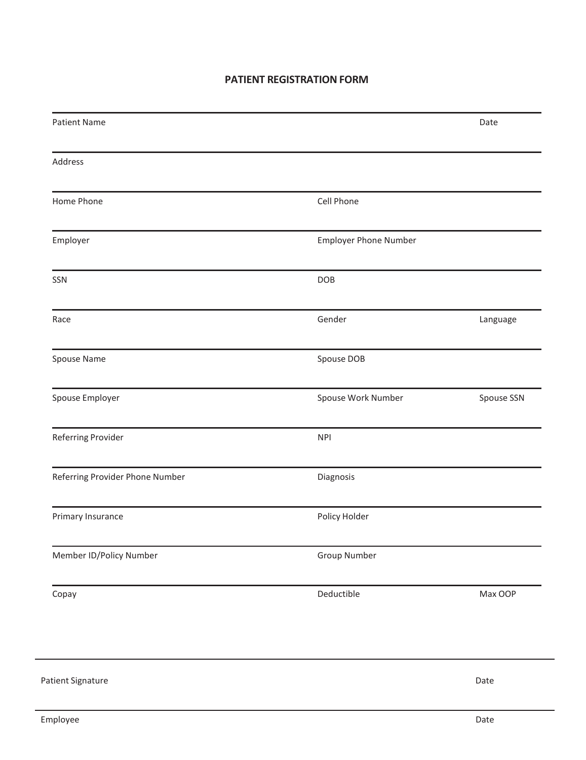# PATIENT REGISTRATION FORM

| | | |
|---|---|---|
| Patient Name | | Date |
| Address | | |
| Home Phone | Cell Phone | |
| Employer | Employer Phone Number | |
| SSN | DOB | |
| Race | Gender | Language |
| Spouse Name | Spouse DOB | |
| Spouse Employer | Spouse Work Number | Spouse SSN |
| Referring Provider | NPI | |
| Referring Provider Phone Number | Diagnosis | |
| Primary Insurance | Policy Holder | |
| Member ID/Policy Number | Group Number | |
| Copay | Deductible | Max OOP |

| | |
|---|---|
| Patient Signature | Date |
| Employee | Date |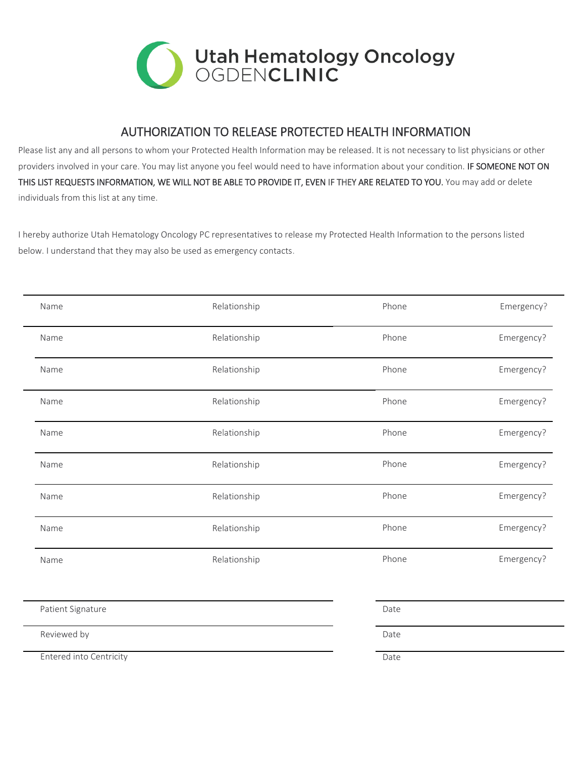**Utah Hematology Oncology**
OGDEN**CLINIC**

## AUTHORIZATION TO RELEASE PROTECTED HEALTH INFORMATION

Please list any and all persons to whom your Protected Health Information may be released. It is not necessary to list physicians or other providers involved in your care. You may list anyone you feel would need to have information about your condition. **IF SOMEONE NOT ON THIS LIST REQUESTS INFORMATION, WE WILL NOT BE ABLE TO PROVIDE IT, EVEN IF THEY ARE RELATED TO YOU.** You may add or delete individuals from this list at any time.

I hereby authorize Utah Hematology Oncology PC representatives to release my Protected Health Information to the persons listed below. I understand that they may also be used as emergency contacts.

| Name | Relationship | Phone | Emergency? |
|---|---|---|---|
| Name | Relationship | Phone | Emergency? |
| Name | Relationship | Phone | Emergency? |
| Name | Relationship | Phone | Emergency? |
| Name | Relationship | Phone | Emergency? |
| Name | Relationship | Phone | Emergency? |
| Name | Relationship | Phone | Emergency? |
| Name | Relationship | Phone | Emergency? |
| Name | Relationship | Phone | Emergency? |

| | |
|---|---|
| Patient Signature | Date |
| Reviewed by | Date |
| Entered into Centricity | Date |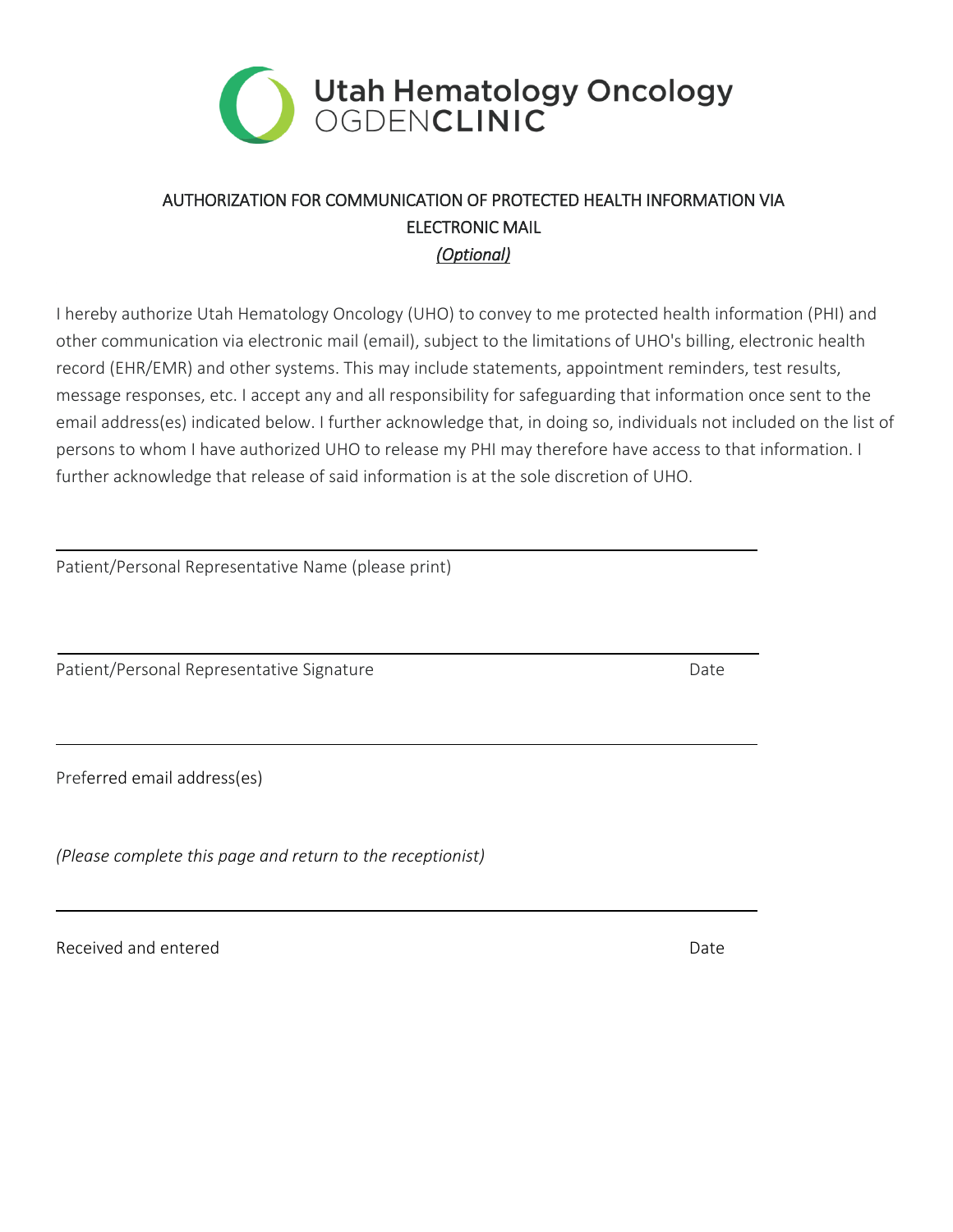Utah Hematology Oncology
OGDEN**CLINIC**

## AUTHORIZATION FOR COMMUNICATION OF PROTECTED HEALTH INFORMATION VIA ELECTRONIC MAIL

*(Optional)*

I hereby authorize Utah Hematology Oncology (UHO) to convey to me protected health information (PHI) and other communication via electronic mail (email), subject to the limitations of UHO's billing, electronic health record (EHR/EMR) and other systems. This may include statements, appointment reminders, test results, message responses, etc. I accept any and all responsibility for safeguarding that information once sent to the email address(es) indicated below. I further acknowledge that, in doing so, individuals not included on the list of persons to whom I have authorized UHO to release my PHI may therefore have access to that information. I further acknowledge that release of said information is at the sole discretion of UHO.

\_\_\_\_\_\_\_\_\_\_\_\_\_\_\_\_\_\_\_\_\_\_\_\_\_\_\_\_\_\_\_\_\_\_\_\_\_\_\_\_\_\_\_\_\_\_\_\_\_\_\_\_\_\_\_\_

Patient/Personal Representative Name (please print)

\_\_\_\_\_\_\_\_\_\_\_\_\_\_\_\_\_\_\_\_\_\_\_\_\_\_\_\_\_\_\_\_\_\_\_\_\_\_\_\_\_\_\_\_\_\_\_\_\_\_\_\_\_\_\_\_

Patient/Personal Representative Signature Date

\_\_\_\_\_\_\_\_\_\_\_\_\_\_\_\_\_\_\_\_\_\_\_\_\_\_\_\_\_\_\_\_\_\_\_\_\_\_\_\_\_\_\_\_\_\_\_\_\_\_\_\_\_\_\_\_

Preferred email address(es)

*(Please complete this page and return to the receptionist)*

\_\_\_\_\_\_\_\_\_\_\_\_\_\_\_\_\_\_\_\_\_\_\_\_\_\_\_\_\_\_\_\_\_\_\_\_\_\_\_\_\_\_\_\_\_\_\_\_\_\_\_\_\_\_\_\_

Received and entered Date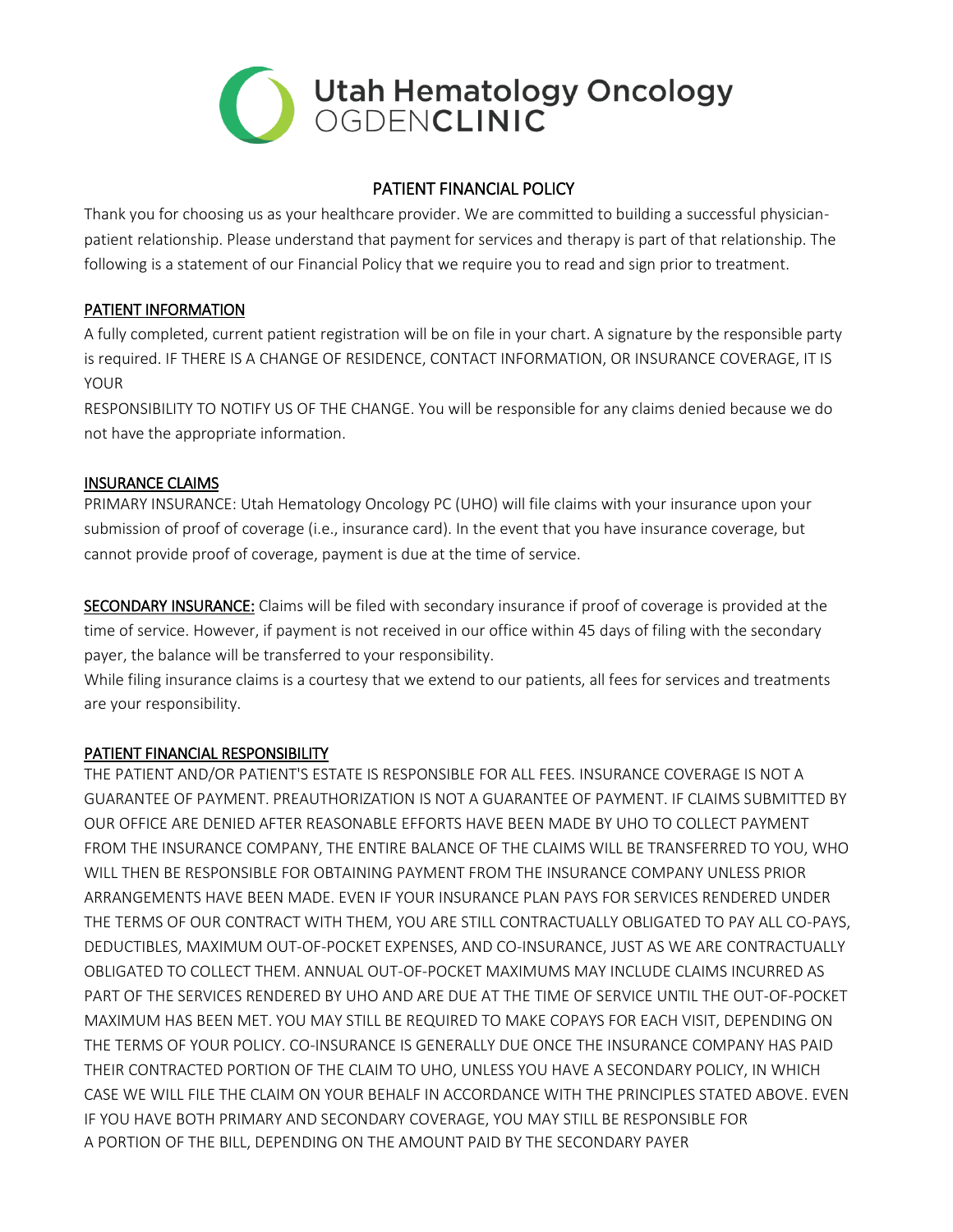Utah Hematology Oncology OGDENCLINIC

# PATIENT FINANCIAL POLICY

Thank you for choosing us as your healthcare provider. We are committed to building a successful physician-patient relationship. Please understand that payment for services and therapy is part of that relationship. The following is a statement of our Financial Policy that we require you to read and sign prior to treatment.

## PATIENT INFORMATION

A fully completed, current patient registration will be on file in your chart. A signature by the responsible party is required. IF THERE IS A CHANGE OF RESIDENCE, CONTACT INFORMATION, OR INSURANCE COVERAGE, IT IS YOUR RESPONSIBILITY TO NOTIFY US OF THE CHANGE. You will be responsible for any claims denied because we do not have the appropriate information.

## INSURANCE CLAIMS

PRIMARY INSURANCE: Utah Hematology Oncology PC (UHO) will file claims with your insurance upon your submission of proof of coverage (i.e., insurance card). In the event that you have insurance coverage, but cannot provide proof of coverage, payment is due at the time of service.

**SECONDARY INSURANCE:** Claims will be filed with secondary insurance if proof of coverage is provided at the time of service. However, if payment is not received in our office within 45 days of filing with the secondary payer, the balance will be transferred to your responsibility.

While filing insurance claims is a courtesy that we extend to our patients, all fees for services and treatments are your responsibility.

## PATIENT FINANCIAL RESPONSIBILITY

THE PATIENT AND/OR PATIENT'S ESTATE IS RESPONSIBLE FOR ALL FEES. INSURANCE COVERAGE IS NOT A GUARANTEE OF PAYMENT. PREAUTHORIZATION IS NOT A GUARANTEE OF PAYMENT. IF CLAIMS SUBMITTED BY OUR OFFICE ARE DENIED AFTER REASONABLE EFFORTS HAVE BEEN MADE BY UHO TO COLLECT PAYMENT FROM THE INSURANCE COMPANY, THE ENTIRE BALANCE OF THE CLAIMS WILL BE TRANSFERRED TO YOU, WHO WILL THEN BE RESPONSIBLE FOR OBTAINING PAYMENT FROM THE INSURANCE COMPANY UNLESS PRIOR ARRANGEMENTS HAVE BEEN MADE. EVEN IF YOUR INSURANCE PLAN PAYS FOR SERVICES RENDERED UNDER THE TERMS OF OUR CONTRACT WITH THEM, YOU ARE STILL CONTRACTUALLY OBLIGATED TO PAY ALL CO-PAYS, DEDUCTIBLES, MAXIMUM OUT-OF-POCKET EXPENSES, AND CO-INSURANCE, JUST AS WE ARE CONTRACTUALLY OBLIGATED TO COLLECT THEM. ANNUAL OUT-OF-POCKET MAXIMUMS MAY INCLUDE CLAIMS INCURRED AS PART OF THE SERVICES RENDERED BY UHO AND ARE DUE AT THE TIME OF SERVICE UNTIL THE OUT-OF-POCKET MAXIMUM HAS BEEN MET. YOU MAY STILL BE REQUIRED TO MAKE COPAYS FOR EACH VISIT, DEPENDING ON THE TERMS OF YOUR POLICY. CO-INSURANCE IS GENERALLY DUE ONCE THE INSURANCE COMPANY HAS PAID THEIR CONTRACTED PORTION OF THE CLAIM TO UHO, UNLESS YOU HAVE A SECONDARY POLICY, IN WHICH CASE WE WILL FILE THE CLAIM ON YOUR BEHALF IN ACCORDANCE WITH THE PRINCIPLES STATED ABOVE. EVEN IF YOU HAVE BOTH PRIMARY AND SECONDARY COVERAGE, YOU MAY STILL BE RESPONSIBLE FOR A PORTION OF THE BILL, DEPENDING ON THE AMOUNT PAID BY THE SECONDARY PAYER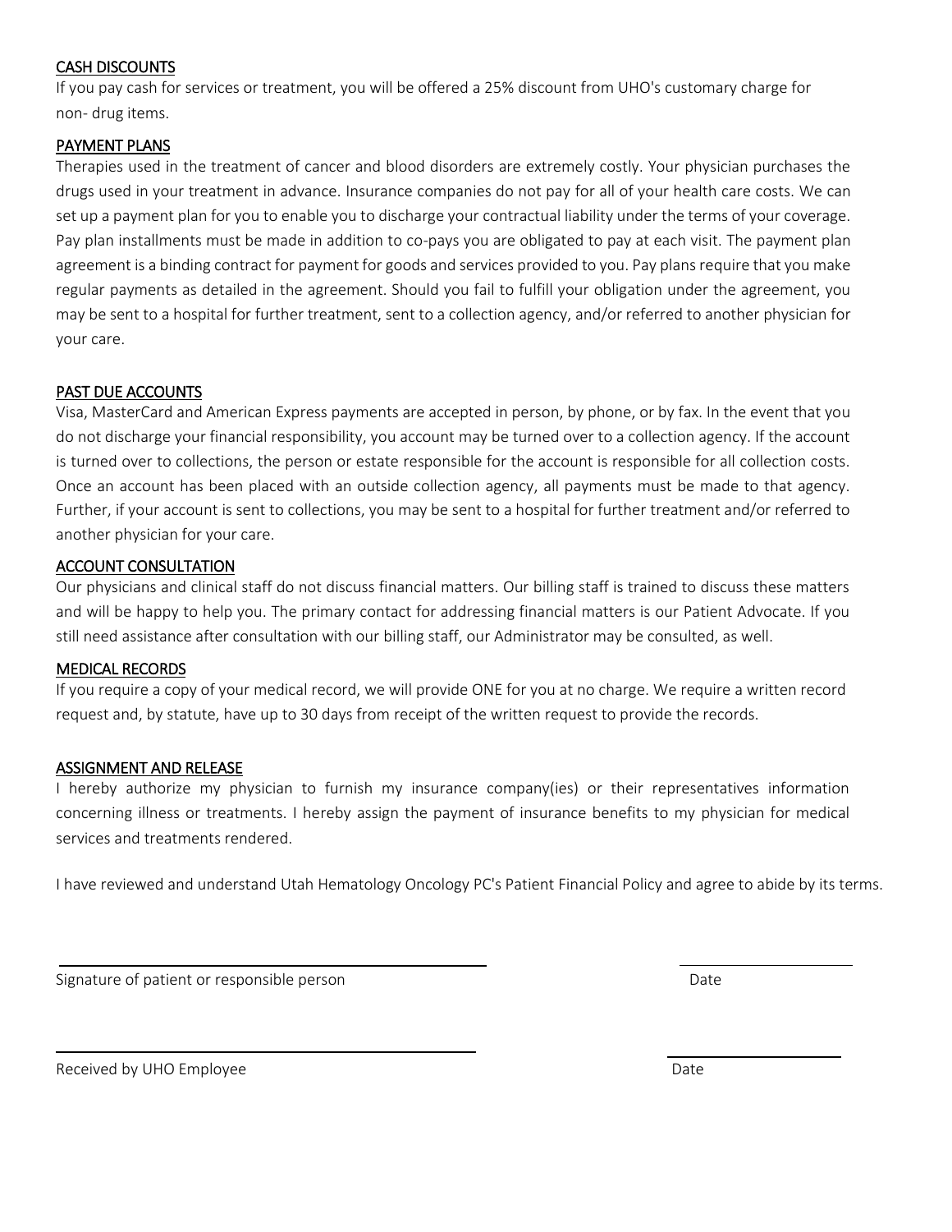## CASH DISCOUNTS

If you pay cash for services or treatment, you will be offered a 25% discount from UHO's customary charge for non- drug items.

## PAYMENT PLANS

Therapies used in the treatment of cancer and blood disorders are extremely costly. Your physician purchases the drugs used in your treatment in advance. Insurance companies do not pay for all of your health care costs. We can set up a payment plan for you to enable you to discharge your contractual liability under the terms of your coverage. Pay plan installments must be made in addition to co-pays you are obligated to pay at each visit. The payment plan agreement is a binding contract for payment for goods and services provided to you. Pay plans require that you make regular payments as detailed in the agreement. Should you fail to fulfill your obligation under the agreement, you may be sent to a hospital for further treatment, sent to a collection agency, and/or referred to another physician for your care.

## PAST DUE ACCOUNTS

Visa, MasterCard and American Express payments are accepted in person, by phone, or by fax. In the event that you do not discharge your financial responsibility, you account may be turned over to a collection agency. If the account is turned over to collections, the person or estate responsible for the account is responsible for all collection costs. Once an account has been placed with an outside collection agency, all payments must be made to that agency. Further, if your account is sent to collections, you may be sent to a hospital for further treatment and/or referred to another physician for your care.

## ACCOUNT CONSULTATION

Our physicians and clinical staff do not discuss financial matters. Our billing staff is trained to discuss these matters and will be happy to help you. The primary contact for addressing financial matters is our Patient Advocate. If you still need assistance after consultation with our billing staff, our Administrator may be consulted, as well.

## MEDICAL RECORDS

If you require a copy of your medical record, we will provide ONE for you at no charge. We require a written record request and, by statute, have up to 30 days from receipt of the written request to provide the records.

## ASSIGNMENT AND RELEASE

I hereby authorize my physician to furnish my insurance company(ies) or their representatives information concerning illness or treatments. I hereby assign the payment of insurance benefits to my physician for medical services and treatments rendered.

I have reviewed and understand Utah Hematology Oncology PC's Patient Financial Policy and agree to abide by its terms.

\_\_\_\_\_\_\_\_\_\_\_\_\_\_\_\_\_\_\_\_\_\_\_\_\_\_\_\_\_\_\_\_\_\_\_\_ \_\_\_\_\_\_\_\_\_\_\_\_\_\_\_\_\_\_

Signature of patient or responsible person Date

\_\_\_\_\_\_\_\_\_\_\_\_\_\_\_\_\_\_\_\_\_\_\_\_\_\_\_\_\_\_\_\_\_\_\_\_ \_\_\_\_\_\_\_\_\_\_\_\_\_\_\_\_\_\_

Received by UHO Employee Date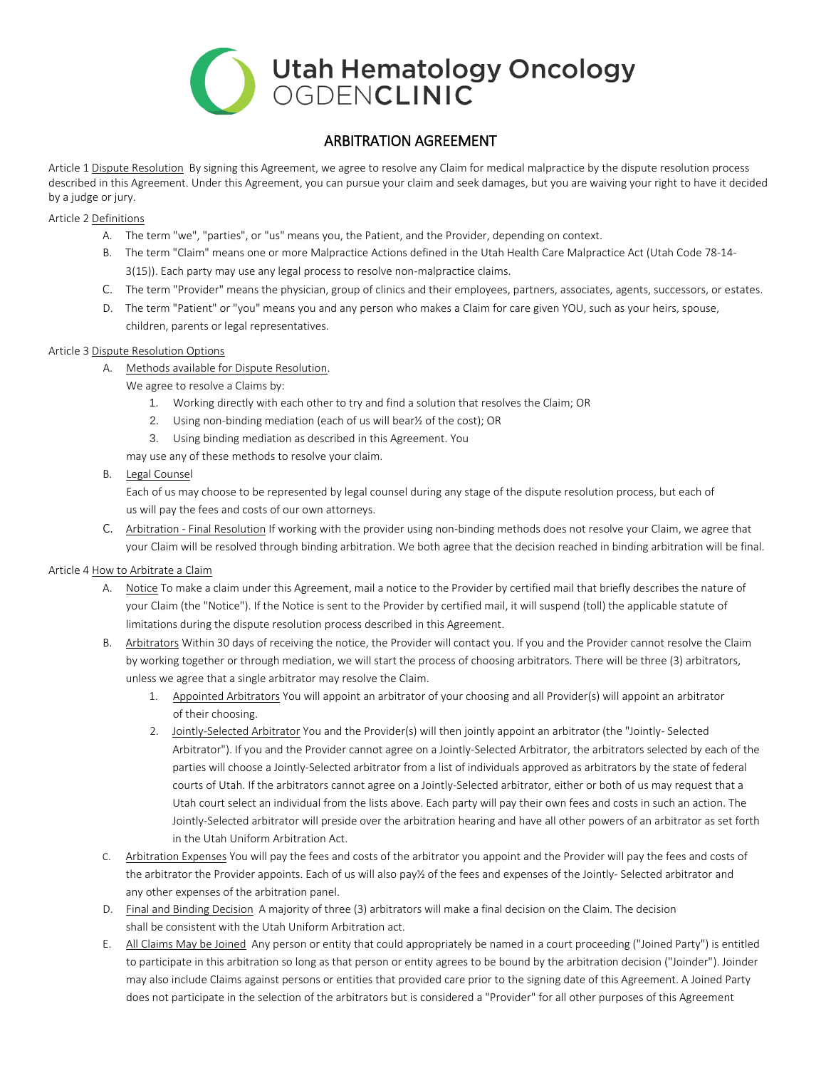# Utah Hematology Oncology OGDENCLINIC

## ARBITRATION AGREEMENT

Article 1 Dispute Resolution By signing this Agreement, we agree to resolve any Claim for medical malpractice by the dispute resolution process described in this Agreement. Under this Agreement, you can pursue your claim and seek damages, but you are waiving your right to have it decided by a judge or jury.

Article 2 Definitions

A. The term "we", "parties", or "us" means you, the Patient, and the Provider, depending on context.

B. The term "Claim" means one or more Malpractice Actions defined in the Utah Health Care Malpractice Act (Utah Code 78-14-3(15)). Each party may use any legal process to resolve non-malpractice claims.

C. The term "Provider" means the physician, group of clinics and their employees, partners, associates, agents, successors, or estates.

D. The term "Patient" or "you" means you and any person who makes a Claim for care given YOU, such as your heirs, spouse, children, parents or legal representatives.

Article 3 Dispute Resolution Options

A. Methods available for Dispute Resolution.

We agree to resolve a Claims by:

1. Working directly with each other to try and find a solution that resolves the Claim; OR
2. Using non-binding mediation (each of us will bear½ of the cost); OR
3. Using binding mediation as described in this Agreement. You

may use any of these methods to resolve your claim.

B. Legal Counsel

Each of us may choose to be represented by legal counsel during any stage of the dispute resolution process, but each of us will pay the fees and costs of our own attorneys.

C. Arbitration - Final Resolution If working with the provider using non-binding methods does not resolve your Claim, we agree that your Claim will be resolved through binding arbitration. We both agree that the decision reached in binding arbitration will be final.

Article 4 How to Arbitrate a Claim

A. Notice To make a claim under this Agreement, mail a notice to the Provider by certified mail that briefly describes the nature of your Claim (the "Notice"). If the Notice is sent to the Provider by certified mail, it will suspend (toll) the applicable statute of limitations during the dispute resolution process described in this Agreement.

B. Arbitrators Within 30 days of receiving the notice, the Provider will contact you. If you and the Provider cannot resolve the Claim by working together or through mediation, we will start the process of choosing arbitrators. There will be three (3) arbitrators, unless we agree that a single arbitrator may resolve the Claim.

1. Appointed Arbitrators You will appoint an arbitrator of your choosing and all Provider(s) will appoint an arbitrator of their choosing.
2. Jointly-Selected Arbitrator You and the Provider(s) will then jointly appoint an arbitrator (the "Jointly- Selected Arbitrator"). If you and the Provider cannot agree on a Jointly-Selected Arbitrator, the arbitrators selected by each of the parties will choose a Jointly-Selected arbitrator from a list of individuals approved as arbitrators by the state of federal courts of Utah. If the arbitrators cannot agree on a Jointly-Selected arbitrator, either or both of us may request that a Utah court select an individual from the lists above. Each party will pay their own fees and costs in such an action. The Jointly-Selected arbitrator will preside over the arbitration hearing and have all other powers of an arbitrator as set forth in the Utah Uniform Arbitration Act.

C. Arbitration Expenses You will pay the fees and costs of the arbitrator you appoint and the Provider will pay the fees and costs of the arbitrator the Provider appoints. Each of us will also pay½ of the fees and expenses of the Jointly- Selected arbitrator and any other expenses of the arbitration panel.

D. Final and Binding Decision A majority of three (3) arbitrators will make a final decision on the Claim. The decision shall be consistent with the Utah Uniform Arbitration act.

E. All Claims May be Joined Any person or entity that could appropriately be named in a court proceeding ("Joined Party") is entitled to participate in this arbitration so long as that person or entity agrees to be bound by the arbitration decision ("Joinder"). Joinder may also include Claims against persons or entities that provided care prior to the signing date of this Agreement. A Joined Party does not participate in the selection of the arbitrators but is considered a "Provider" for all other purposes of this Agreement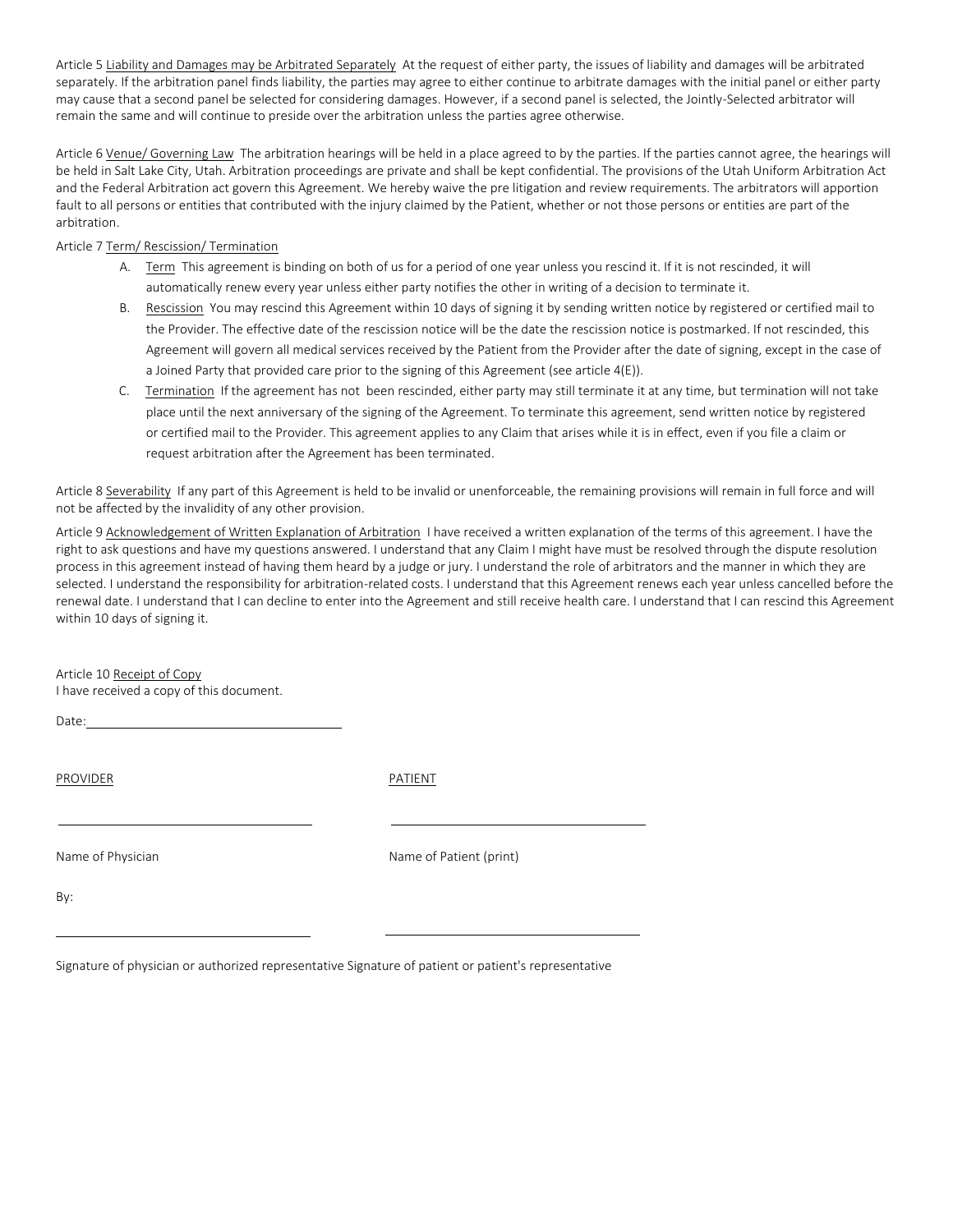Article 5 Liability and Damages may be Arbitrated Separately At the request of either party, the issues of liability and damages will be arbitrated separately. If the arbitration panel finds liability, the parties may agree to either continue to arbitrate damages with the initial panel or either party may cause that a second panel be selected for considering damages. However, if a second panel is selected, the Jointly-Selected arbitrator will remain the same and will continue to preside over the arbitration unless the parties agree otherwise.

Article 6 Venue/ Governing Law The arbitration hearings will be held in a place agreed to by the parties. If the parties cannot agree, the hearings will be held in Salt Lake City, Utah. Arbitration proceedings are private and shall be kept confidential. The provisions of the Utah Uniform Arbitration Act and the Federal Arbitration act govern this Agreement. We hereby waive the pre litigation and review requirements. The arbitrators will apportion fault to all persons or entities that contributed with the injury claimed by the Patient, whether or not those persons or entities are part of the arbitration.

Article 7 Term/ Rescission/ Termination

A. Term This agreement is binding on both of us for a period of one year unless you rescind it. If it is not rescinded, it will automatically renew every year unless either party notifies the other in writing of a decision to terminate it.

B. Rescission You may rescind this Agreement within 10 days of signing it by sending written notice by registered or certified mail to the Provider. The effective date of the rescission notice will be the date the rescission notice is postmarked. If not rescinded, this Agreement will govern all medical services received by the Patient from the Provider after the date of signing, except in the case of a Joined Party that provided care prior to the signing of this Agreement (see article 4(E)).

C. Termination If the agreement has not been rescinded, either party may still terminate it at any time, but termination will not take place until the next anniversary of the signing of the Agreement. To terminate this agreement, send written notice by registered or certified mail to the Provider. This agreement applies to any Claim that arises while it is in effect, even if you file a claim or request arbitration after the Agreement has been terminated.

Article 8 Severability If any part of this Agreement is held to be invalid or unenforceable, the remaining provisions will remain in full force and will not be affected by the invalidity of any other provision.

Article 9 Acknowledgement of Written Explanation of Arbitration I have received a written explanation of the terms of this agreement. I have the right to ask questions and have my questions answered. I understand that any Claim I might have must be resolved through the dispute resolution process in this agreement instead of having them heard by a judge or jury. I understand the role of arbitrators and the manner in which they are selected. I understand the responsibility for arbitration-related costs. I understand that this Agreement renews each year unless cancelled before the renewal date. I understand that I can decline to enter into the Agreement and still receive health care. I understand that I can rescind this Agreement within 10 days of signing it.

Article 10 Receipt of Copy
I have received a copy of this document.

Date: ____________________________

PROVIDER

____________________________

Name of Physician

By:

____________________________

Signature of physician or authorized representative

PATIENT

____________________________

Name of Patient (print)

____________________________

Signature of patient or patient's representative